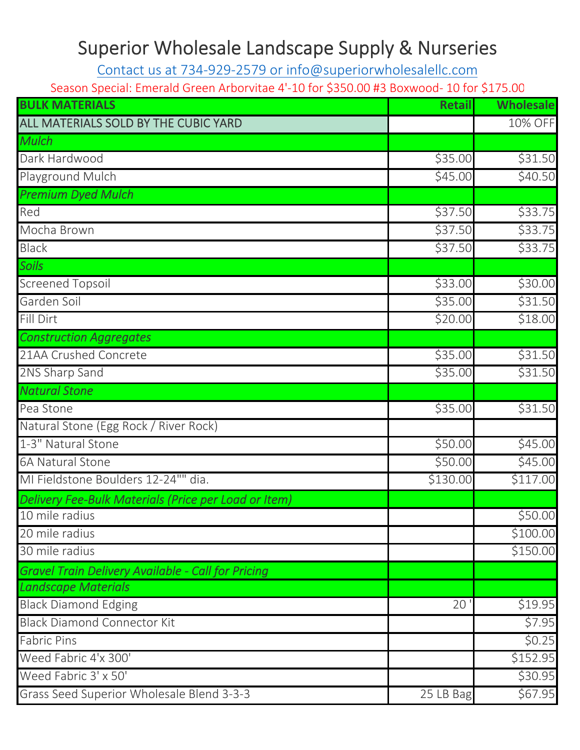# Superior Wholesale Landscape Supply & Nurseries

Contact us at 734-929-2579 or info@superiorwholesalellc.com

Season Special: Emerald Green Arborvitae 4'-10 for $350.00 #3 Boxwood- 10 for $175.00

| BULK MATERIALS | Retail | Wholesale |
|---|---|---|
| ALL MATERIALS SOLD BY THE CUBIC YARD | | 10% OFF |
| *Mulch* | | |
| Dark Hardwood | $35.00 | $31.50 |
| Playground Mulch | $45.00 | $40.50 |
| *Premium Dyed Mulch* | | |
| Red | $37.50 | $33.75 |
| Mocha Brown | $37.50 | $33.75 |
| Black | $37.50 | $33.75 |
| *Soils* | | |
| Screened Topsoil | $33.00 | $30.00 |
| Garden Soil | $35.00 | $31.50 |
| Fill Dirt | $20.00 | $18.00 |
| *Construction Aggregates* | | |
| 21AA Crushed Concrete | $35.00 | $31.50 |
| 2NS Sharp Sand | $35.00 | $31.50 |
| *Natural Stone* | | |
| Pea Stone | $35.00 | $31.50 |
| Natural Stone (Egg Rock / River Rock) | | |
| 1-3" Natural Stone | $50.00 | $45.00 |
| 6A Natural Stone | $50.00 | $45.00 |
| MI Fieldstone Boulders 12-24"" dia. | $130.00 | $117.00 |
| *Delivery Fee-Bulk Materials (Price per Load or Item)* | | |
| 10 mile radius | | $50.00 |
| 20 mile radius | | $100.00 |
| 30 mile radius | | $150.00 |
| *Gravel Train Delivery Available - Call for Pricing* | | |
| *Landscape Materials* | | |
| Black Diamond Edging | 20 ' | $19.95 |
| Black Diamond Connector Kit | | $7.95 |
| Fabric Pins | | $0.25 |
| Weed Fabric 4'x 300' | | $152.95 |
| Weed Fabric 3' x 50' | | $30.95 |
| Grass Seed Superior Wholesale Blend 3-3-3 | 25 LB Bag | $67.95 |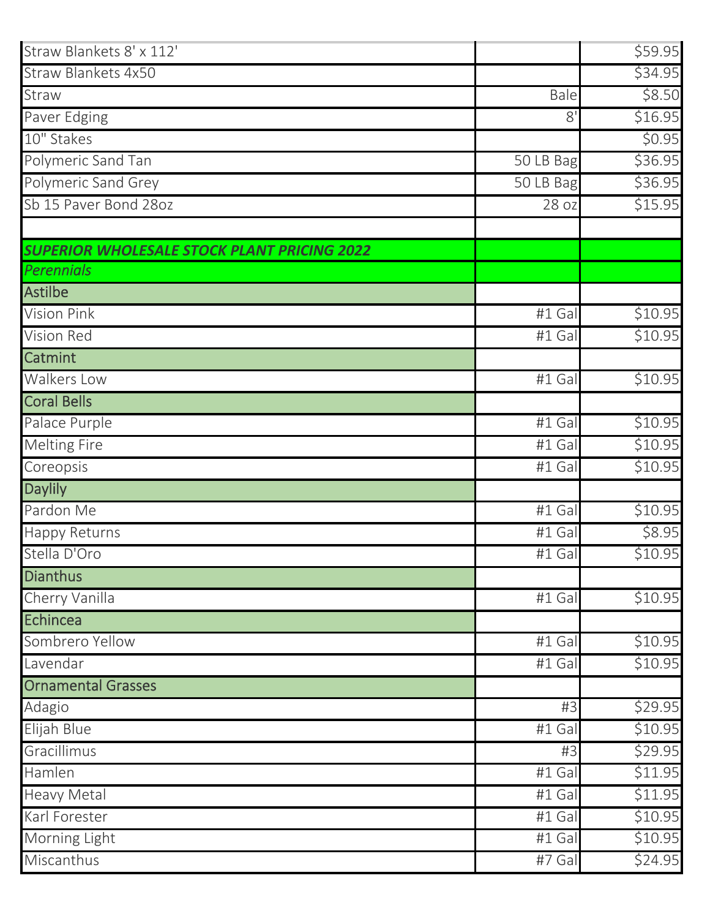| | | |
|---|---|---|
| Straw Blankets 8' x 112' | | $59.95 |
| Straw Blankets 4x50 | | $34.95 |
| Straw | Bale | $8.50 |
| Paver Edging | 8' | $16.95 |
| 10" Stakes | | $0.95 |
| Polymeric Sand Tan | 50 LB Bag | $36.95 |
| Polymeric Sand Grey | 50 LB Bag | $36.95 |
| Sb 15 Paver Bond 28oz | 28 oz | $15.95 |
| | | |
| ***SUPERIOR WHOLESALE STOCK PLANT PRICING 2022*** | | |
| *Perennials* | | |
| Astilbe | | |
| Vision Pink | #1 Gal | $10.95 |
| Vision Red | #1 Gal | $10.95 |
| Catmint | | |
| Walkers Low | #1 Gal | $10.95 |
| Coral Bells | | |
| Palace Purple | #1 Gal | $10.95 |
| Melting Fire | #1 Gal | $10.95 |
| Coreopsis | #1 Gal | $10.95 |
| Daylily | | |
| Pardon Me | #1 Gal | $10.95 |
| Happy Returns | #1 Gal | $8.95 |
| Stella D'Oro | #1 Gal | $10.95 |
| Dianthus | | |
| Cherry Vanilla | #1 Gal | $10.95 |
| Echincea | | |
| Sombrero Yellow | #1 Gal | $10.95 |
| Lavendar | #1 Gal | $10.95 |
| Ornamental Grasses | | |
| Adagio | #3 | $29.95 |
| Elijah Blue | #1 Gal | $10.95 |
| Gracillimus | #3 | $29.95 |
| Hamlen | #1 Gal | $11.95 |
| Heavy Metal | #1 Gal | $11.95 |
| Karl Forester | #1 Gal | $10.95 |
| Morning Light | #1 Gal | $10.95 |
| Miscanthus | #7 Gal | $24.95 |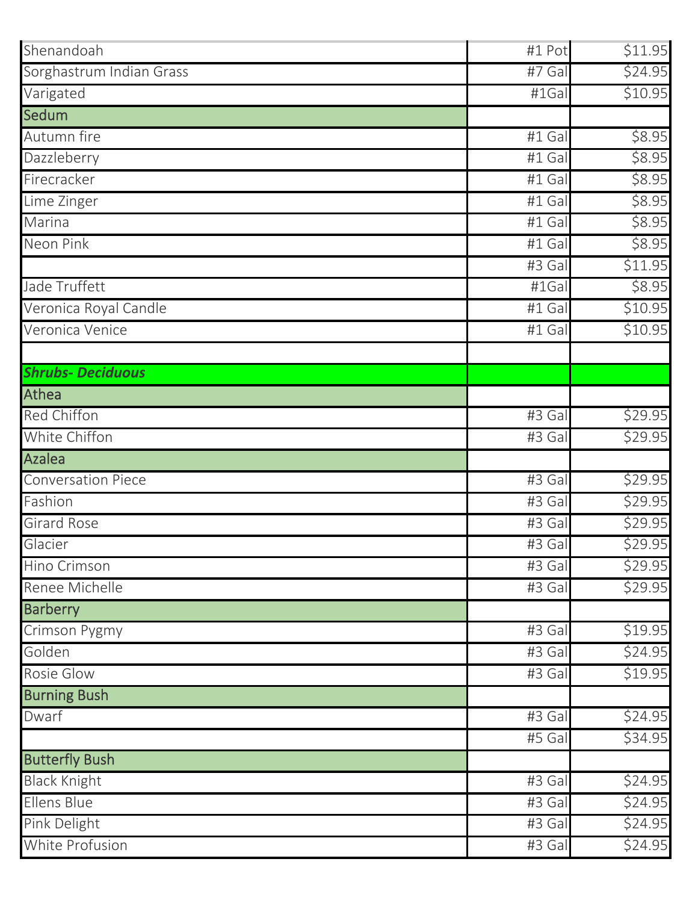| | | |
|---|---|---|
| Shenandoah | #1 Pot | $11.95 |
| Sorghastrum Indian Grass | #7 Gal | $24.95 |
| Varigated | #1Gal | $10.95 |
| Sedum | | |
| Autumn fire | #1 Gal | $8.95 |
| Dazzleberry | #1 Gal | $8.95 |
| Firecracker | #1 Gal | $8.95 |
| Lime Zinger | #1 Gal | $8.95 |
| Marina | #1 Gal | $8.95 |
| Neon Pink | #1 Gal | $8.95 |
| | #3 Gal | $11.95 |
| Jade Truffett | #1Gal | $8.95 |
| Veronica Royal Candle | #1 Gal | $10.95 |
| Veronica Venice | #1 Gal | $10.95 |
| | | |
| ***Shrubs- Deciduous*** | | |
| Athea | | |
| Red Chiffon | #3 Gal | $29.95 |
| White Chiffon | #3 Gal | $29.95 |
| Azalea | | |
| Conversation Piece | #3 Gal | $29.95 |
| Fashion | #3 Gal | $29.95 |
| Girard Rose | #3 Gal | $29.95 |
| Glacier | #3 Gal | $29.95 |
| Hino Crimson | #3 Gal | $29.95 |
| Renee Michelle | #3 Gal | $29.95 |
| Barberry | | |
| Crimson Pygmy | #3 Gal | $19.95 |
| Golden | #3 Gal | $24.95 |
| Rosie Glow | #3 Gal | $19.95 |
| Burning Bush | | |
| Dwarf | #3 Gal | $24.95 |
| | #5 Gal | $34.95 |
| Butterfly Bush | | |
| Black Knight | #3 Gal | $24.95 |
| Ellens Blue | #3 Gal | $24.95 |
| Pink Delight | #3 Gal | $24.95 |
| White Profusion | #3 Gal | $24.95 |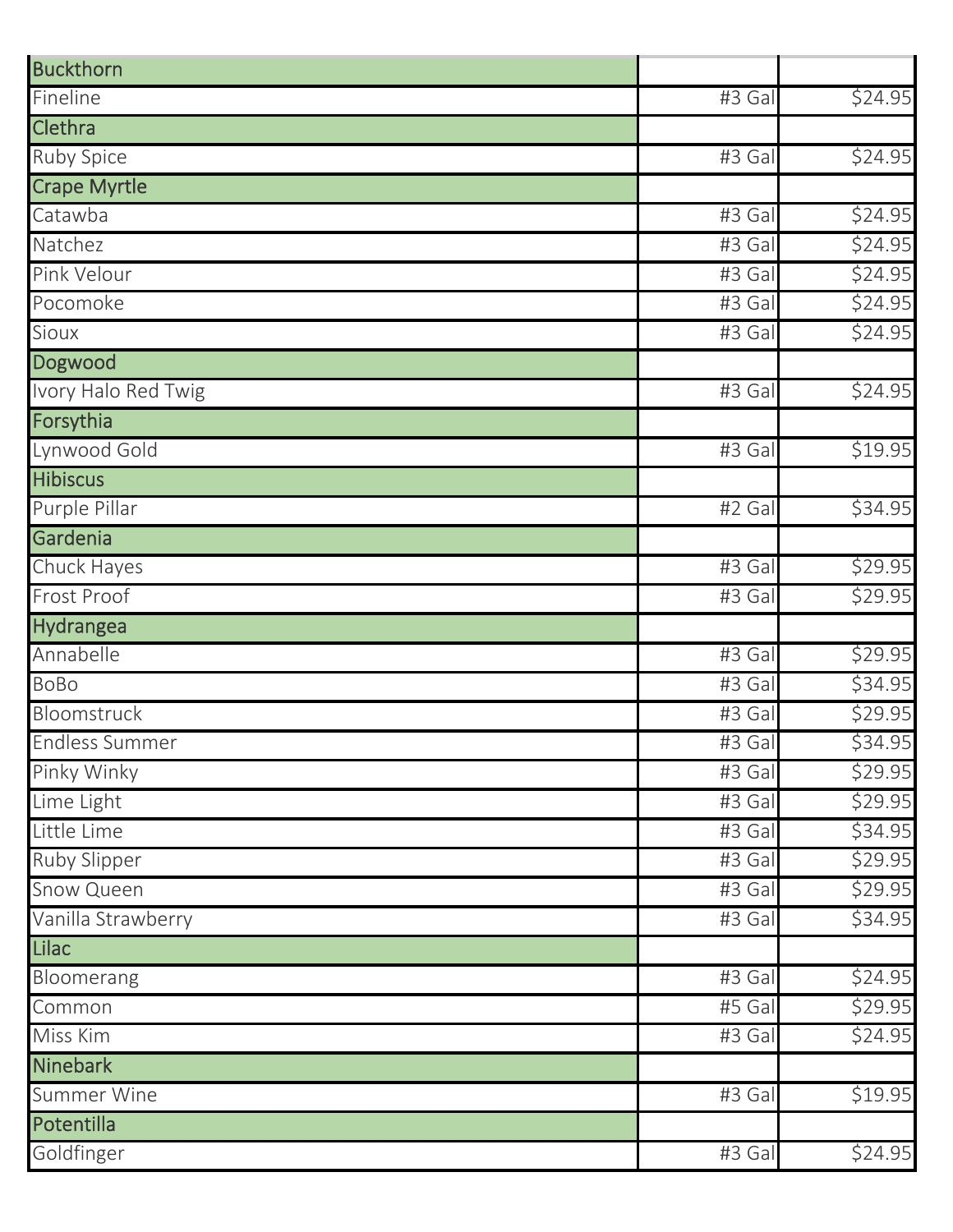| | | |
|---|---|---|
| **Buckthorn** | | |
| Fineline | #3 Gal | $24.95 |
| **Clethra** | | |
| Ruby Spice | #3 Gal | $24.95 |
| **Crape Myrtle** | | |
| Catawba | #3 Gal | $24.95 |
| Natchez | #3 Gal | $24.95 |
| Pink Velour | #3 Gal | $24.95 |
| Pocomoke | #3 Gal | $24.95 |
| Sioux | #3 Gal | $24.95 |
| **Dogwood** | | |
| Ivory Halo Red Twig | #3 Gal | $24.95 |
| **Forsythia** | | |
| Lynwood Gold | #3 Gal | $19.95 |
| **Hibiscus** | | |
| Purple Pillar | #2 Gal | $34.95 |
| **Gardenia** | | |
| Chuck Hayes | #3 Gal | $29.95 |
| Frost Proof | #3 Gal | $29.95 |
| **Hydrangea** | | |
| Annabelle | #3 Gal | $29.95 |
| BoBo | #3 Gal | $34.95 |
| Bloomstruck | #3 Gal | $29.95 |
| Endless Summer | #3 Gal | $34.95 |
| Pinky Winky | #3 Gal | $29.95 |
| Lime Light | #3 Gal | $29.95 |
| Little Lime | #3 Gal | $34.95 |
| Ruby Slipper | #3 Gal | $29.95 |
| Snow Queen | #3 Gal | $29.95 |
| Vanilla Strawberry | #3 Gal | $34.95 |
| **Lilac** | | |
| Bloomerang | #3 Gal | $24.95 |
| Common | #5 Gal | $29.95 |
| Miss Kim | #3 Gal | $24.95 |
| **Ninebark** | | |
| Summer Wine | #3 Gal | $19.95 |
| **Potentilla** | | |
| Goldfinger | #3 Gal | $24.95 |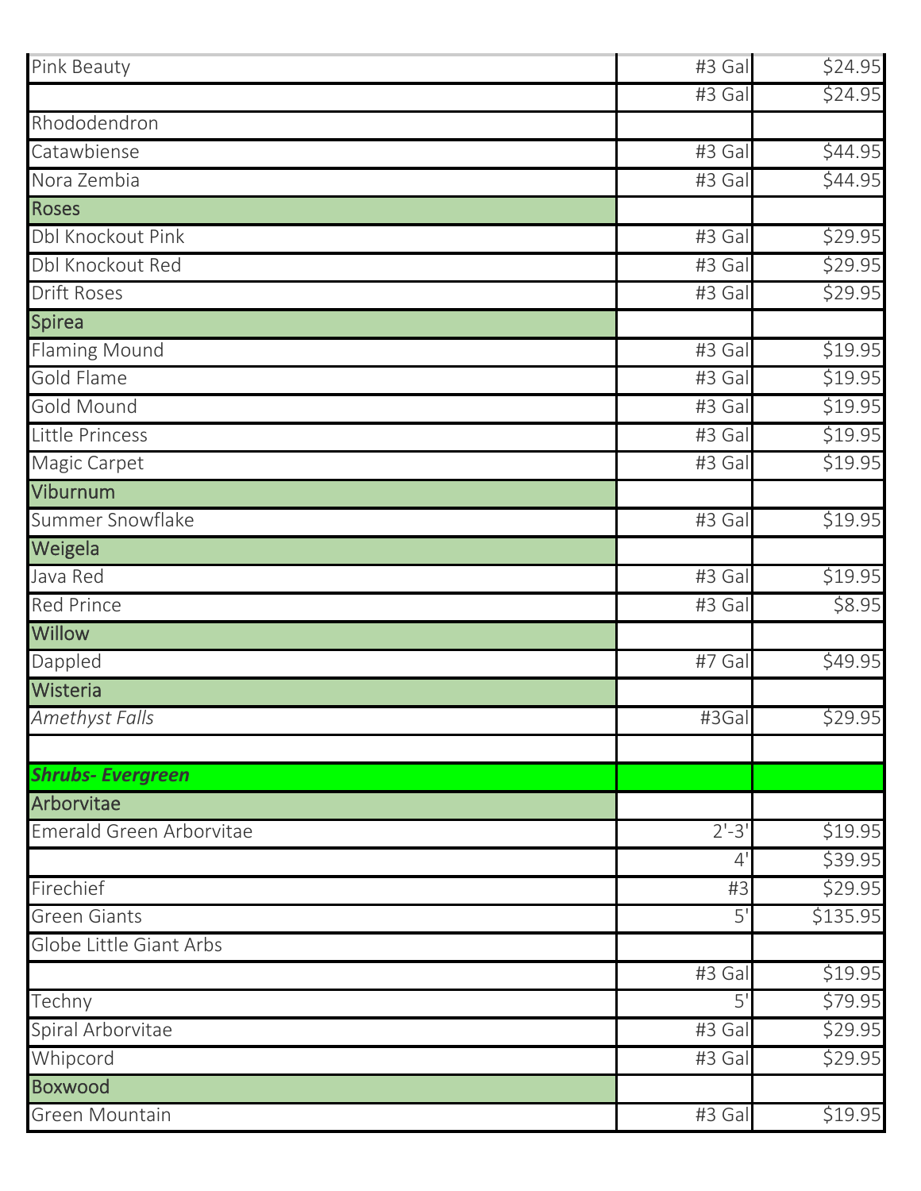| | | |
|---|---|---|
| Pink Beauty | #3 Gal | $24.95 |
| | #3 Gal | $24.95 |
| Rhododendron | | |
| Catawbiense | #3 Gal | $44.95 |
| Nora Zembia | #3 Gal | $44.95 |
| Roses | | |
| Dbl Knockout Pink | #3 Gal | $29.95 |
| Dbl Knockout Red | #3 Gal | $29.95 |
| Drift Roses | #3 Gal | $29.95 |
| Spirea | | |
| Flaming Mound | #3 Gal | $19.95 |
| Gold Flame | #3 Gal | $19.95 |
| Gold Mound | #3 Gal | $19.95 |
| Little Princess | #3 Gal | $19.95 |
| Magic Carpet | #3 Gal | $19.95 |
| Viburnum | | |
| Summer Snowflake | #3 Gal | $19.95 |
| Weigela | | |
| Java Red | #3 Gal | $19.95 |
| Red Prince | #3 Gal | $8.95 |
| Willow | | |
| Dappled | #7 Gal | $49.95 |
| Wisteria | | |
| *Amethyst Falls* | #3Gal | $29.95 |
| | | |
| ***Shrubs- Evergreen*** | | |
| Arborvitae | | |
| Emerald Green Arborvitae | 2'-3' | $19.95 |
| | 4' | $39.95 |
| Firechief | #3 | $29.95 |
| Green Giants | 5' | $135.95 |
| Globe Little Giant Arbs | | |
| | #3 Gal | $19.95 |
| Techny | 5' | $79.95 |
| Spiral Arborvitae | #3 Gal | $29.95 |
| Whipcord | #3 Gal | $29.95 |
| Boxwood | | |
| Green Mountain | #3 Gal | $19.95 |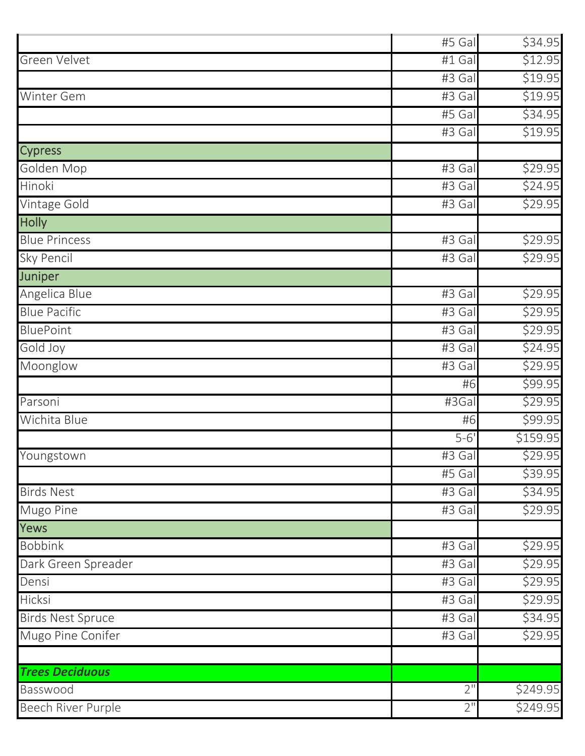| | | |
|---|---|---|
| | #5 Gal | $34.95 |
| Green Velvet | #1 Gal | $12.95 |
| | #3 Gal | $19.95 |
| Winter Gem | #3 Gal | $19.95 |
| | #5 Gal | $34.95 |
| | #3 Gal | $19.95 |
| Cypress | | |
| Golden Mop | #3 Gal | $29.95 |
| Hinoki | #3 Gal | $24.95 |
| Vintage Gold | #3 Gal | $29.95 |
| Holly | | |
| Blue Princess | #3 Gal | $29.95 |
| Sky Pencil | #3 Gal | $29.95 |
| Juniper | | |
| Angelica Blue | #3 Gal | $29.95 |
| Blue Pacific | #3 Gal | $29.95 |
| BluePoint | #3 Gal | $29.95 |
| Gold Joy | #3 Gal | $24.95 |
| Moonglow | #3 Gal | $29.95 |
| | #6 | $99.95 |
| Parsoni | #3Gal | $29.95 |
| Wichita Blue | #6 | $99.95 |
| | 5-6' | $159.95 |
| Youngstown | #3 Gal | $29.95 |
| | #5 Gal | $39.95 |
| Birds Nest | #3 Gal | $34.95 |
| Mugo Pine | #3 Gal | $29.95 |
| Yews | | |
| Bobbink | #3 Gal | $29.95 |
| Dark Green Spreader | #3 Gal | $29.95 |
| Densi | #3 Gal | $29.95 |
| Hicksi | #3 Gal | $29.95 |
| Birds Nest Spruce | #3 Gal | $34.95 |
| Mugo Pine Conifer | #3 Gal | $29.95 |
| | | |
| ***Trees Deciduous*** | | |
| Basswood | 2" | $249.95 |
| Beech River Purple | 2" | $249.95 |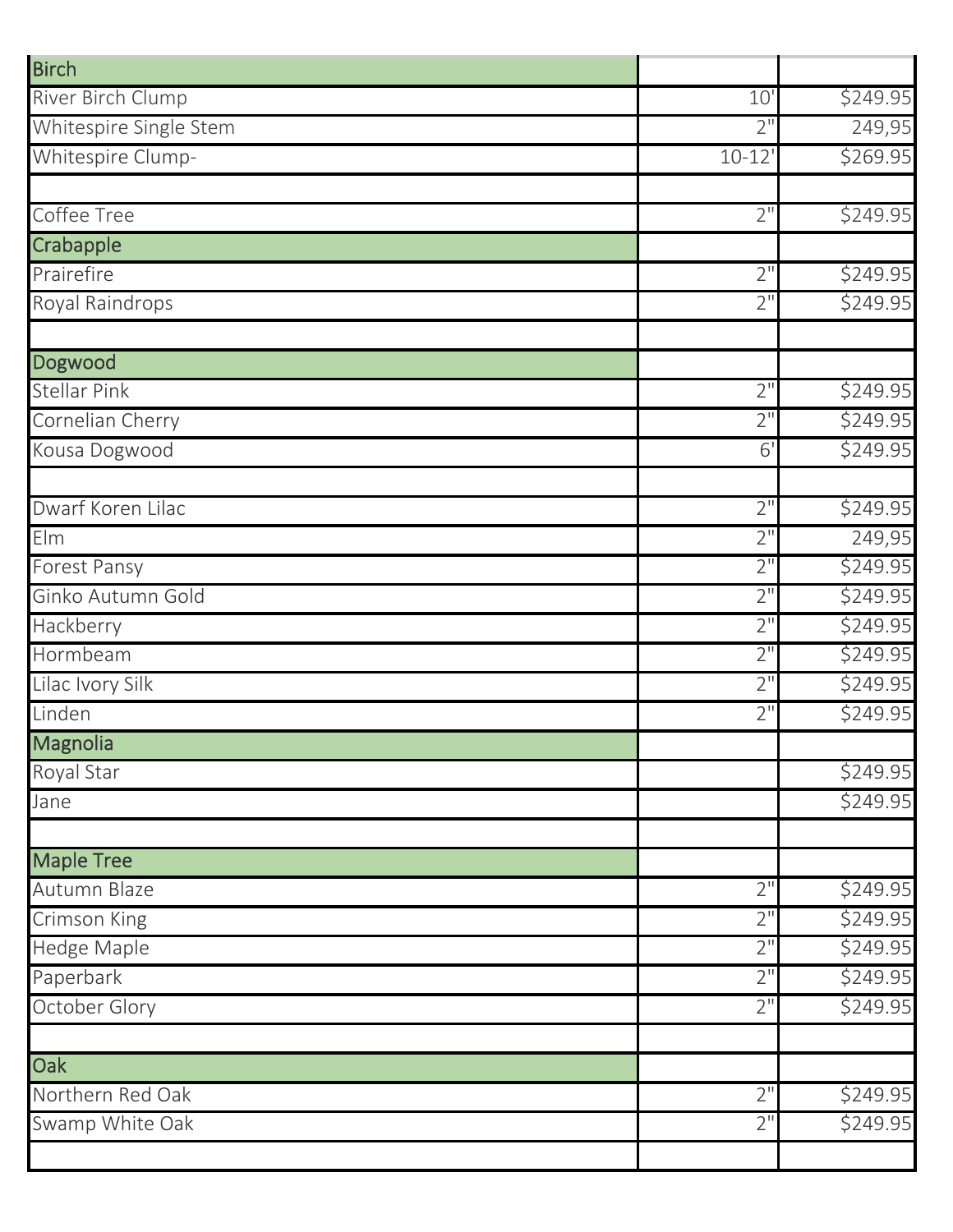| | | |
|---|---|---|
| Birch | | |
| River Birch Clump | 10' | $249.95 |
| Whitespire Single Stem | 2" | 249,95 |
| Whitespire Clump- | 10-12' | $269.95 |
| | | |
| Coffee Tree | 2" | $249.95 |
| Crabapple | | |
| Prairefire | 2" | $249.95 |
| Royal Raindrops | 2" | $249.95 |
| | | |
| Dogwood | | |
| Stellar Pink | 2" | $249.95 |
| Cornelian Cherry | 2" | $249.95 |
| Kousa Dogwood | 6' | $249.95 |
| | | |
| Dwarf Koren Lilac | 2" | $249.95 |
| Elm | 2" | 249,95 |
| Forest Pansy | 2" | $249.95 |
| Ginko Autumn Gold | 2" | $249.95 |
| Hackberry | 2" | $249.95 |
| Hormbeam | 2" | $249.95 |
| Lilac Ivory Silk | 2" | $249.95 |
| Linden | 2" | $249.95 |
| Magnolia | | |
| Royal Star | | $249.95 |
| Jane | | $249.95 |
| | | |
| Maple Tree | | |
| Autumn Blaze | 2" | $249.95 |
| Crimson King | 2" | $249.95 |
| Hedge Maple | 2" | $249.95 |
| Paperbark | 2" | $249.95 |
| October Glory | 2" | $249.95 |
| | | |
| Oak | | |
| Northern Red Oak | 2" | $249.95 |
| Swamp White Oak | 2" | $249.95 |
| | | |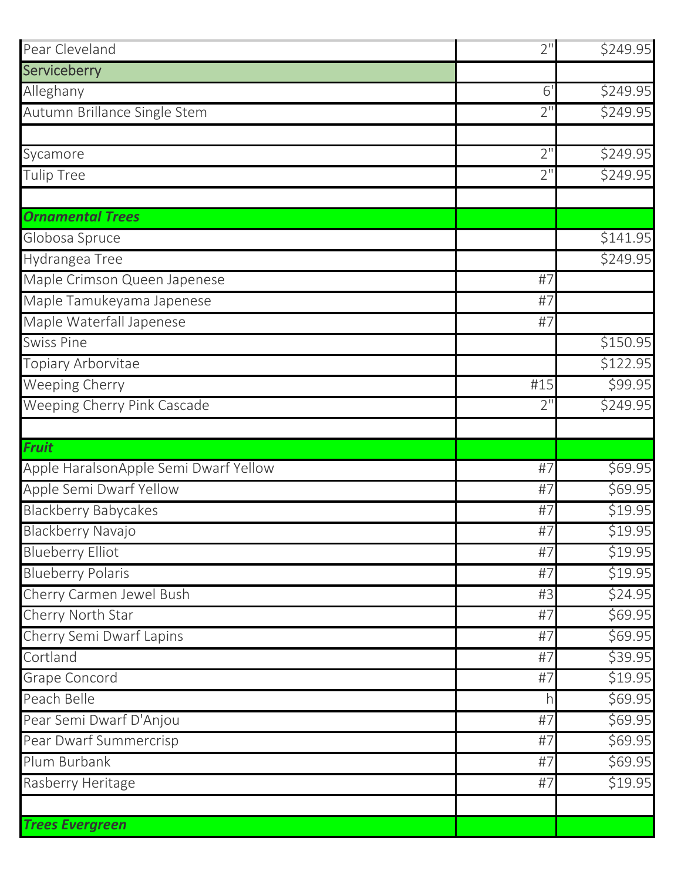| | | |
|---|---|---|
| Pear Cleveland | 2" | $249.95 |
| Serviceberry | | |
| Alleghany | 6' | $249.95 |
| Autumn Brillance Single Stem | 2" | $249.95 |
| | | |
| Sycamore | 2" | $249.95 |
| Tulip Tree | 2" | $249.95 |
| | | |
| ***Ornamental Trees*** | | |
| Globosa Spruce | | $141.95 |
| Hydrangea Tree | | $249.95 |
| Maple Crimson Queen Japenese | #7 | |
| Maple Tamukeyama Japenese | #7 | |
| Maple Waterfall Japenese | #7 | |
| Swiss Pine | | $150.95 |
| Topiary Arborvitae | | $122.95 |
| Weeping Cherry | #15 | $99.95 |
| Weeping Cherry Pink Cascade | 2" | $249.95 |
| | | |
| ***Fruit*** | | |
| Apple HaralsonApple Semi Dwarf Yellow | #7 | $69.95 |
| Apple Semi Dwarf Yellow | #7 | $69.95 |
| Blackberry Babycakes | #7 | $19.95 |
| Blackberry Navajo | #7 | $19.95 |
| Blueberry Elliot | #7 | $19.95 |
| Blueberry Polaris | #7 | $19.95 |
| Cherry Carmen Jewel Bush | #3 | $24.95 |
| Cherry North Star | #7 | $69.95 |
| Cherry Semi Dwarf Lapins | #7 | $69.95 |
| Cortland | #7 | $39.95 |
| Grape Concord | #7 | $19.95 |
| Peach Belle | h | $69.95 |
| Pear Semi Dwarf D'Anjou | #7 | $69.95 |
| Pear Dwarf Summercrisp | #7 | $69.95 |
| Plum Burbank | #7 | $69.95 |
| Rasberry Heritage | #7 | $19.95 |
| | | |
| ***Trees Evergreen*** | | |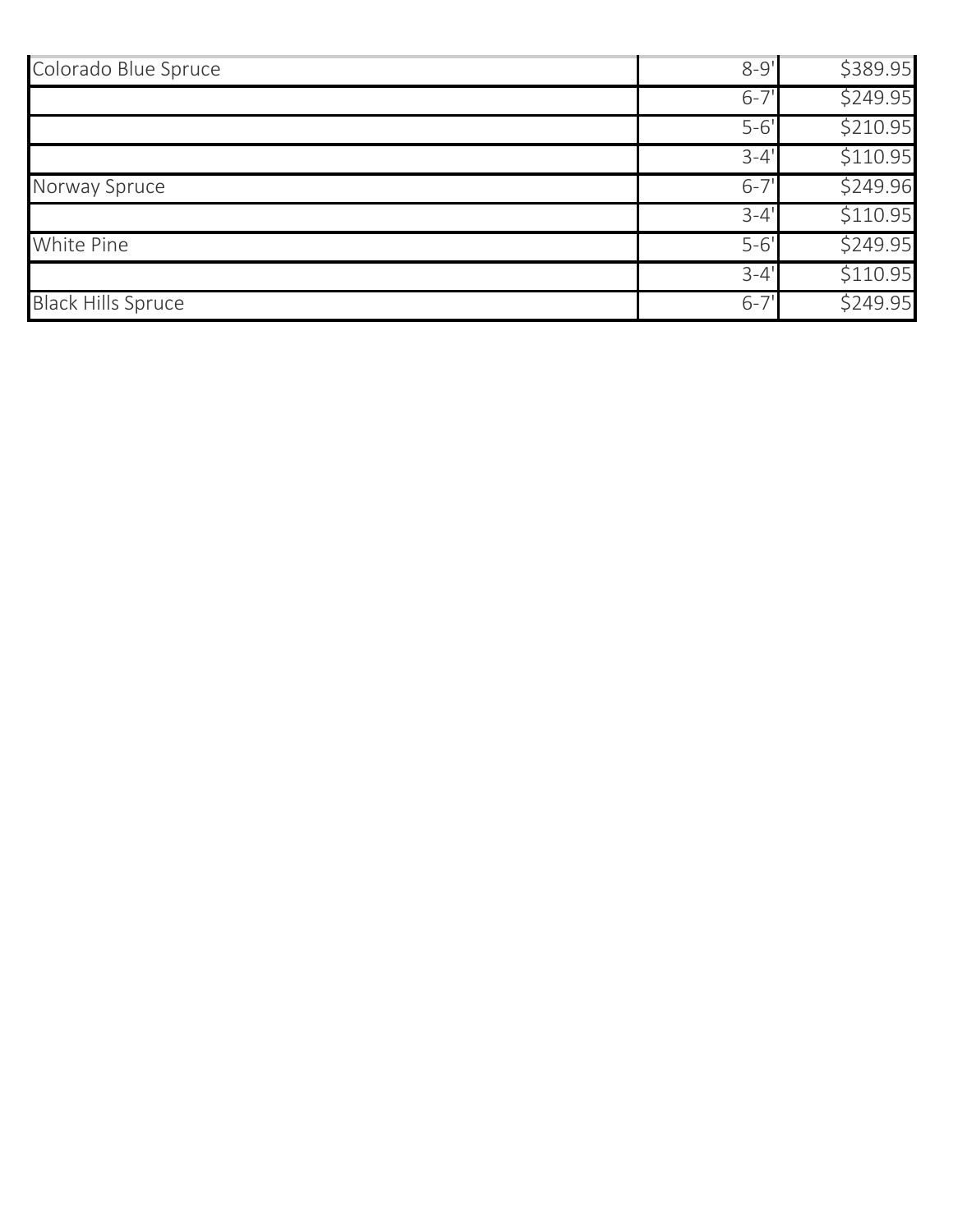| | | |
|---|---|---|
| Colorado Blue Spruce | 8-9' | $389.95 |
| | 6-7' | $249.95 |
| | 5-6' | $210.95 |
| | 3-4' | $110.95 |
| Norway Spruce | 6-7' | $249.96 |
| | 3-4' | $110.95 |
| White Pine | 5-6' | $249.95 |
| | 3-4' | $110.95 |
| Black Hills Spruce | 6-7' | $249.95 |